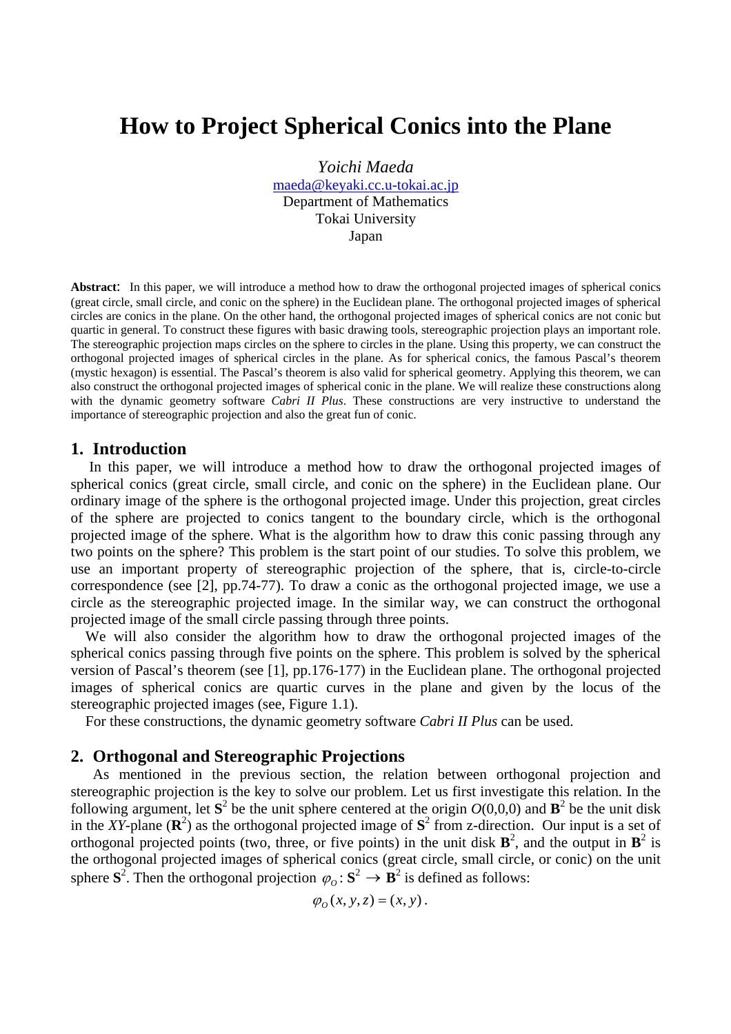# How to Project Spherical Conics into the Plane

*Yoichi Maeda*
maeda@keyaki.cc.u-tokai.ac.jp
Department of Mathematics
Tokai University
Japan

**Abstract**: In this paper, we will introduce a method how to draw the orthogonal projected images of spherical conics (great circle, small circle, and conic on the sphere) in the Euclidean plane. The orthogonal projected images of spherical circles are conics in the plane. On the other hand, the orthogonal projected images of spherical conics are not conic but quartic in general. To construct these figures with basic drawing tools, stereographic projection plays an important role. The stereographic projection maps circles on the sphere to circles in the plane. Using this property, we can construct the orthogonal projected images of spherical circles in the plane. As for spherical conics, the famous Pascal's theorem (mystic hexagon) is essential. The Pascal's theorem is also valid for spherical geometry. Applying this theorem, we can also construct the orthogonal projected images of spherical conic in the plane. We will realize these constructions along with the dynamic geometry software *Cabri II Plus*. These constructions are very instructive to understand the importance of stereographic projection and also the great fun of conic.

## 1. Introduction

In this paper, we will introduce a method how to draw the orthogonal projected images of spherical conics (great circle, small circle, and conic on the sphere) in the Euclidean plane. Our ordinary image of the sphere is the orthogonal projected image. Under this projection, great circles of the sphere are projected to conics tangent to the boundary circle, which is the orthogonal projected image of the sphere. What is the algorithm how to draw this conic passing through any two points on the sphere? This problem is the start point of our studies. To solve this problem, we use an important property of stereographic projection of the sphere, that is, circle-to-circle correspondence (see [2], pp.74-77). To draw a conic as the orthogonal projected image, we use a circle as the stereographic projected image. In the similar way, we can construct the orthogonal projected image of the small circle passing through three points.

We will also consider the algorithm how to draw the orthogonal projected images of the spherical conics passing through five points on the sphere. This problem is solved by the spherical version of Pascal's theorem (see [1], pp.176-177) in the Euclidean plane. The orthogonal projected images of spherical conics are quartic curves in the plane and given by the locus of the stereographic projected images (see, Figure 1.1).

For these constructions, the dynamic geometry software *Cabri II Plus* can be used.

## 2. Orthogonal and Stereographic Projections

As mentioned in the previous section, the relation between orthogonal projection and stereographic projection is the key to solve our problem. Let us first investigate this relation. In the following argument, let $\mathbf{S}^2$ be the unit sphere centered at the origin $O(0,0,0)$ and $\mathbf{B}^2$ be the unit disk in the $XY$-plane ($\mathbf{R}^2$) as the orthogonal projected image of $\mathbf{S}^2$ from z-direction. Our input is a set of orthogonal projected points (two, three, or five points) in the unit disk $\mathbf{B}^2$, and the output in $\mathbf{B}^2$ is the orthogonal projected images of spherical conics (great circle, small circle, or conic) on the unit sphere $\mathbf{S}^2$. Then the orthogonal projection $\varphi_O : \mathbf{S}^2 \to \mathbf{B}^2$ is defined as follows:

$$\varphi_O(x, y, z) = (x, y).$$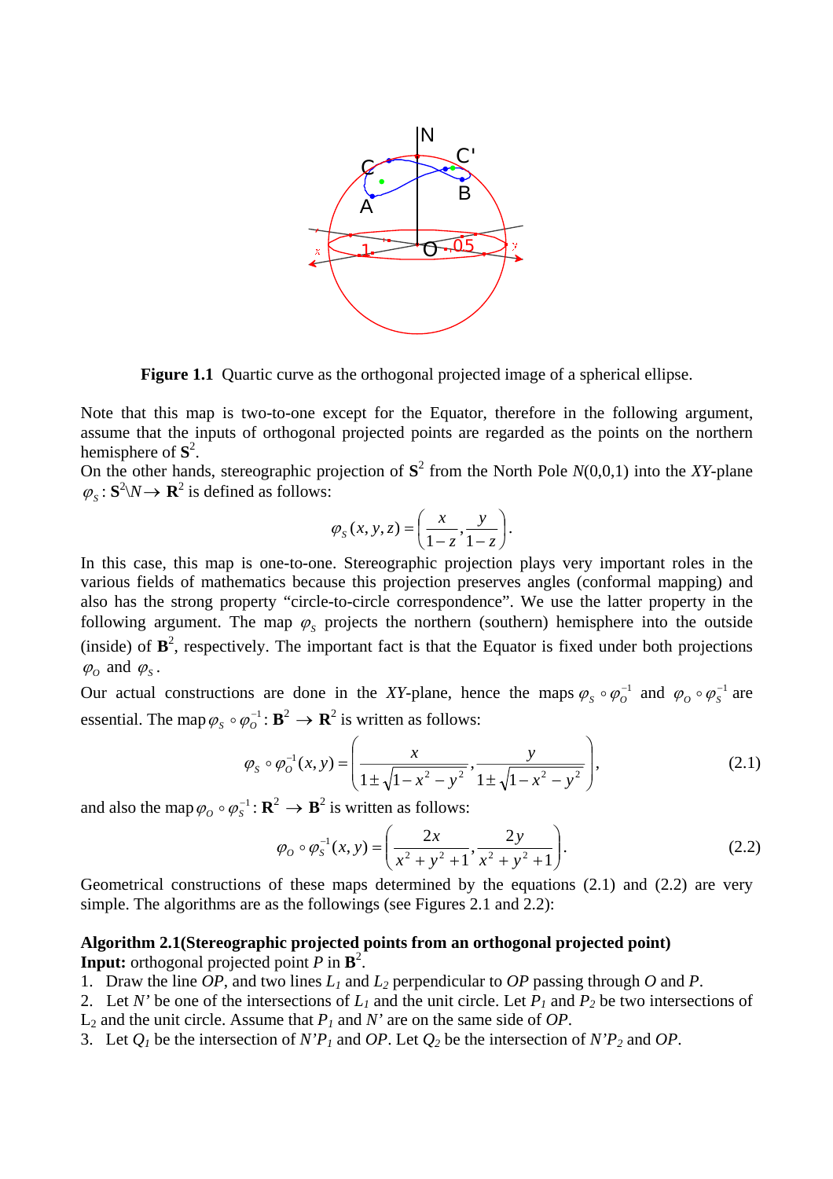N

C

C'

A

B

1

O

0.5

**Figure 1.1** Quartic curve as the orthogonal projected image of a spherical ellipse.

Note that this map is two-to-one except for the Equator, therefore in the following argument, assume that the inputs of orthogonal projected points are regarded as the points on the northern hemisphere of $\mathbf{S}^2$.

On the other hands, stereographic projection of $\mathbf{S}^2$ from the North Pole $N(0,0,1)$ into the $XY$-plane $\varphi_S : \mathbf{S}^2 \backslash N \to \mathbf{R}^2$ is defined as follows:

$$\varphi_S(x, y, z) = \left( \frac{x}{1-z}, \frac{y}{1-z} \right).$$

In this case, this map is one-to-one. Stereographic projection plays very important roles in the various fields of mathematics because this projection preserves angles (conformal mapping) and also has the strong property "circle-to-circle correspondence". We use the latter property in the following argument. The map $\varphi_S$ projects the northern (southern) hemisphere into the outside (inside) of $\mathbf{B}^2$, respectively. The important fact is that the Equator is fixed under both projections $\varphi_O$ and $\varphi_S$.

Our actual constructions are done in the $XY$-plane, hence the maps $\varphi_S \circ \varphi_O^{-1}$ and $\varphi_O \circ \varphi_S^{-1}$ are essential. The map $\varphi_S \circ \varphi_O^{-1} : \mathbf{B}^2 \to \mathbf{R}^2$ is written as follows:

$$\varphi_S \circ \varphi_O^{-1}(x, y) = \left( \frac{x}{1 \pm \sqrt{1 - x^2 - y^2}}, \frac{y}{1 \pm \sqrt{1 - x^2 - y^2}} \right), \tag{2.1}$$

and also the map $\varphi_O \circ \varphi_S^{-1} : \mathbf{R}^2 \to \mathbf{B}^2$ is written as follows:

$$\varphi_O \circ \varphi_S^{-1}(x, y) = \left( \frac{2x}{x^2 + y^2 + 1}, \frac{2y}{x^2 + y^2 + 1} \right). \tag{2.2}$$

Geometrical constructions of these maps determined by the equations (2.1) and (2.2) are very simple. The algorithms are as the followings (see Figures 2.1 and 2.2):

**Algorithm 2.1(Stereographic projected points from an orthogonal projected point)**
**Input:** orthogonal projected point $P$ in $\mathbf{B}^2$.

1. Draw the line $OP$, and two lines $L_1$ and $L_2$ perpendicular to $OP$ passing through $O$ and $P$.
2. Let $N'$ be one of the intersections of $L_1$ and the unit circle. Let $P_1$ and $P_2$ be two intersections of $L_2$ and the unit circle. Assume that $P_1$ and $N'$ are on the same side of $OP$.
3. Let $Q_1$ be the intersection of $N'P_1$ and $OP$. Let $Q_2$ be the intersection of $N'P_2$ and $OP$.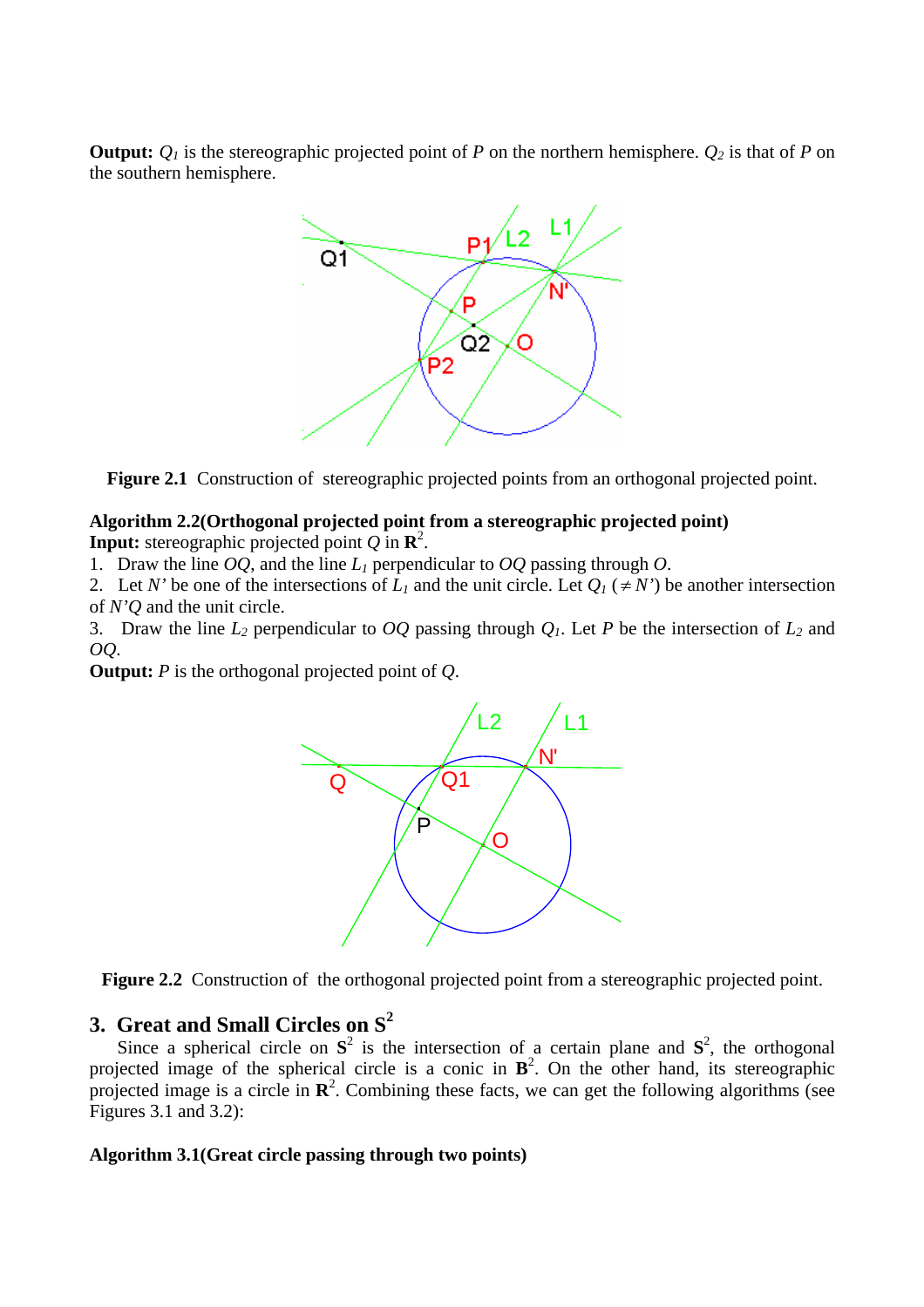**Output:** $Q_1$ is the stereographic projected point of $P$ on the northern hemisphere. $Q_2$ is that of $P$ on the southern hemisphere.

**Figure 2.1** Construction of stereographic projected points from an orthogonal projected point.

**Algorithm 2.2(Orthogonal projected point from a stereographic projected point)**
**Input:** stereographic projected point $Q$ in $\mathbf{R}^2$.
1. Draw the line $OQ$, and the line $L_1$ perpendicular to $OQ$ passing through $O$.
2. Let $N'$ be one of the intersections of $L_1$ and the unit circle. Let $Q_1$ ($\neq N'$) be another intersection of $N'Q$ and the unit circle.
3. Draw the line $L_2$ perpendicular to $OQ$ passing through $Q_1$. Let $P$ be the intersection of $L_2$ and $OQ$.

**Output:** $P$ is the orthogonal projected point of $Q$.

**Figure 2.2** Construction of the orthogonal projected point from a stereographic projected point.

## 3. Great and Small Circles on $\mathbf{S}^2$

Since a spherical circle on $\mathbf{S}^2$ is the intersection of a certain plane and $\mathbf{S}^2$, the orthogonal projected image of the spherical circle is a conic in $\mathbf{B}^2$. On the other hand, its stereographic projected image is a circle in $\mathbf{R}^2$. Combining these facts, we can get the following algorithms (see Figures 3.1 and 3.2):

**Algorithm 3.1(Great circle passing through two points)**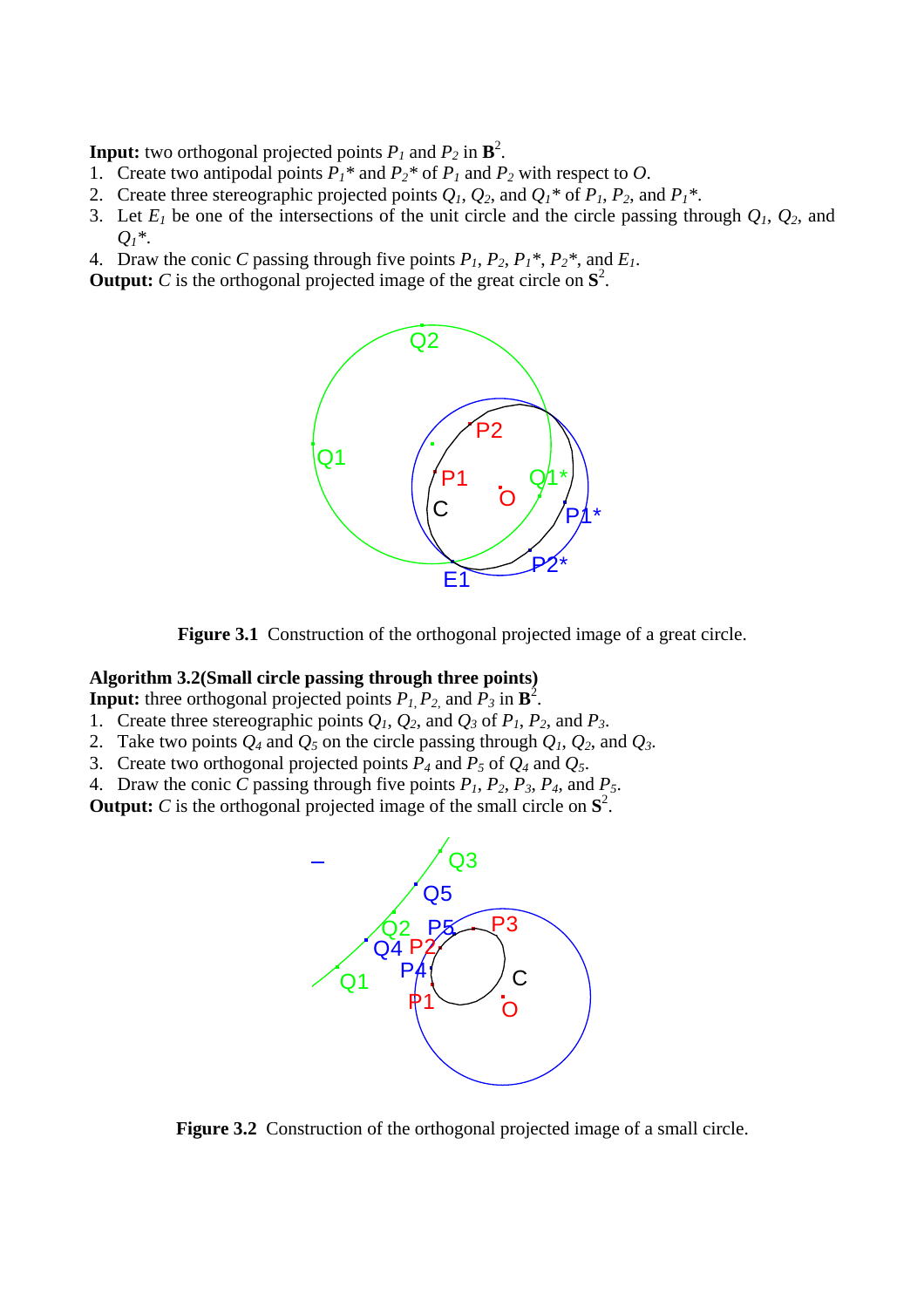**Input:** two orthogonal projected points $P_1$ and $P_2$ in $\mathbf{B}^2$.

1. Create two antipodal points $P_1{*}$ and $P_2{*}$ of $P_1$ and $P_2$ with respect to $O$.
2. Create three stereographic projected points $Q_1$, $Q_2$, and $Q_1{*}$ of $P_1$, $P_2$, and $P_1{*}$.
3. Let $E_1$ be one of the intersections of the unit circle and the circle passing through $Q_1$, $Q_2$, and $Q_1{*}$.
4. Draw the conic $C$ passing through five points $P_1$, $P_2$, $P_1{*}$, $P_2{*}$, and $E_1$.

**Output:** $C$ is the orthogonal projected image of the great circle on $\mathbf{S}^2$.

Q2
Q1
P2
P1
Q1*
C
O
P1*
P2*
E1

**Figure 3.1** Construction of the orthogonal projected image of a great circle.

**Algorithm 3.2(Small circle passing through three points)**

**Input:** three orthogonal projected points $P_1$, $P_2$, and $P_3$ in $\mathbf{B}^2$.

1. Create three stereographic points $Q_1$, $Q_2$, and $Q_3$ of $P_1$, $P_2$, and $P_3$.
2. Take two points $Q_4$ and $Q_5$ on the circle passing through $Q_1$, $Q_2$, and $Q_3$.
3. Create two orthogonal projected points $P_4$ and $P_5$ of $Q_4$ and $Q_5$.
4. Draw the conic $C$ passing through five points $P_1$, $P_2$, $P_3$, $P_4$, and $P_5$.

**Output:** $C$ is the orthogonal projected image of the small circle on $\mathbf{S}^2$.

Q3
Q5
Q2
P5
P3
Q4
P2
P4
C
Q1
P1
O

**Figure 3.2** Construction of the orthogonal projected image of a small circle.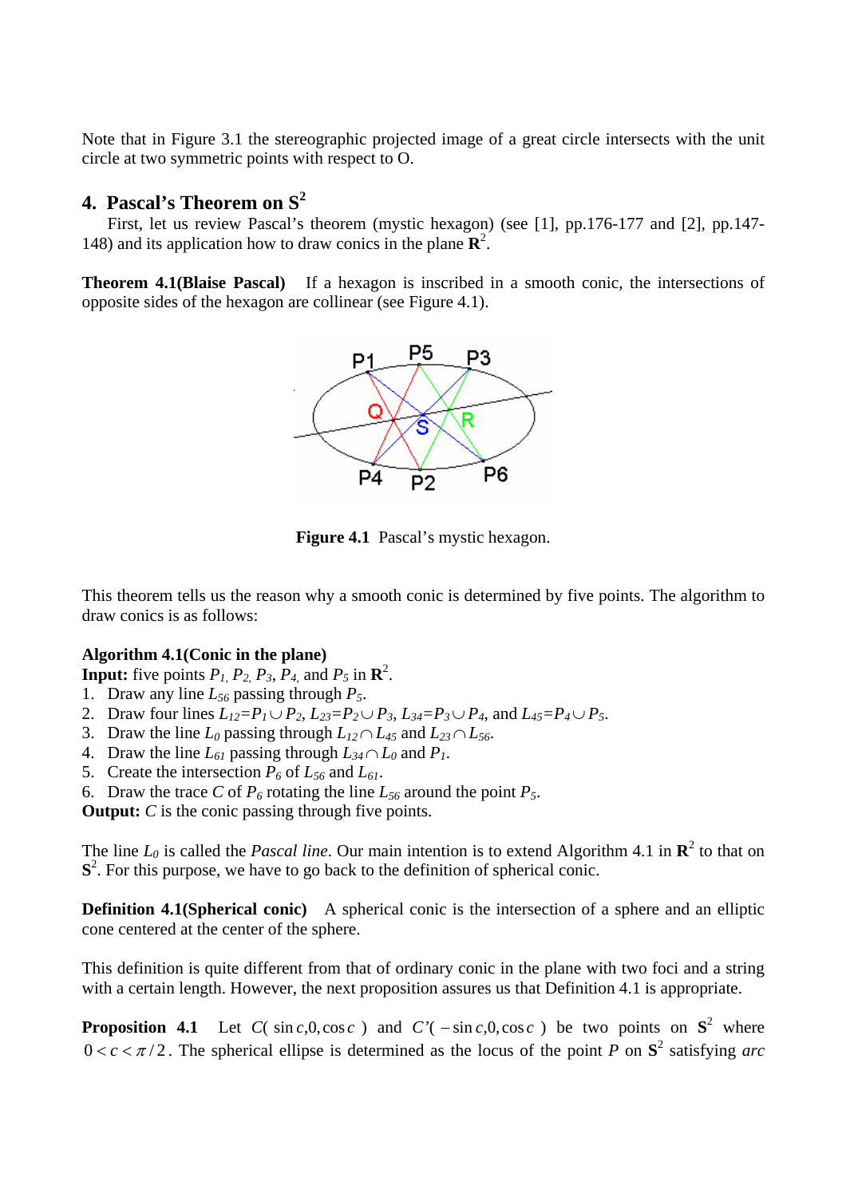Note that in Figure 3.1 the stereographic projected image of a great circle intersects with the unit circle at two symmetric points with respect to O.

## 4. Pascal's Theorem on $S^2$

First, let us review Pascal's theorem (mystic hexagon) (see [1], pp.176-177 and [2], pp.147-148) and its application how to draw conics in the plane $\mathbf{R}^2$.

**Theorem 4.1(Blaise Pascal)** If a hexagon is inscribed in a smooth conic, the intersections of opposite sides of the hexagon are collinear (see Figure 4.1).

P1 P5 P3 Q S R P4 P2 P6

**Figure 4.1** Pascal's mystic hexagon.

This theorem tells us the reason why a smooth conic is determined by five points. The algorithm to draw conics is as follows:

**Algorithm 4.1(Conic in the plane)**
**Input:** five points $P_1$, $P_2$, $P_3$, $P_4$, and $P_5$ in $\mathbf{R}^2$.
1. Draw any line $L_{56}$ passing through $P_5$.
2. Draw four lines $L_{12}=P_1\cup P_2$, $L_{23}=P_2\cup P_3$, $L_{34}=P_3\cup P_4$, and $L_{45}=P_4\cup P_5$.
3. Draw the line $L_0$ passing through $L_{12}\cap L_{45}$ and $L_{23}\cap L_{56}$.
4. Draw the line $L_{61}$ passing through $L_{34}\cap L_0$ and $P_1$.
5. Create the intersection $P_6$ of $L_{56}$ and $L_{61}$.
6. Draw the trace $C$ of $P_6$ rotating the line $L_{56}$ around the point $P_5$.

**Output:** $C$ is the conic passing through five points.

The line $L_0$ is called the *Pascal line*. Our main intention is to extend Algorithm 4.1 in $\mathbf{R}^2$ to that on $\mathbf{S}^2$. For this purpose, we have to go back to the definition of spherical conic.

**Definition 4.1(Spherical conic)** A spherical conic is the intersection of a sphere and an elliptic cone centered at the center of the sphere.

This definition is quite different from that of ordinary conic in the plane with two foci and a string with a certain length. However, the next proposition assures us that Definition 4.1 is appropriate.

**Proposition 4.1** Let $C(\sin c, 0, \cos c)$ and $C'(-\sin c, 0, \cos c)$ be two points on $\mathbf{S}^2$ where $0 < c < \pi/2$. The spherical ellipse is determined as the locus of the point $P$ on $\mathbf{S}^2$ satisfying *arc*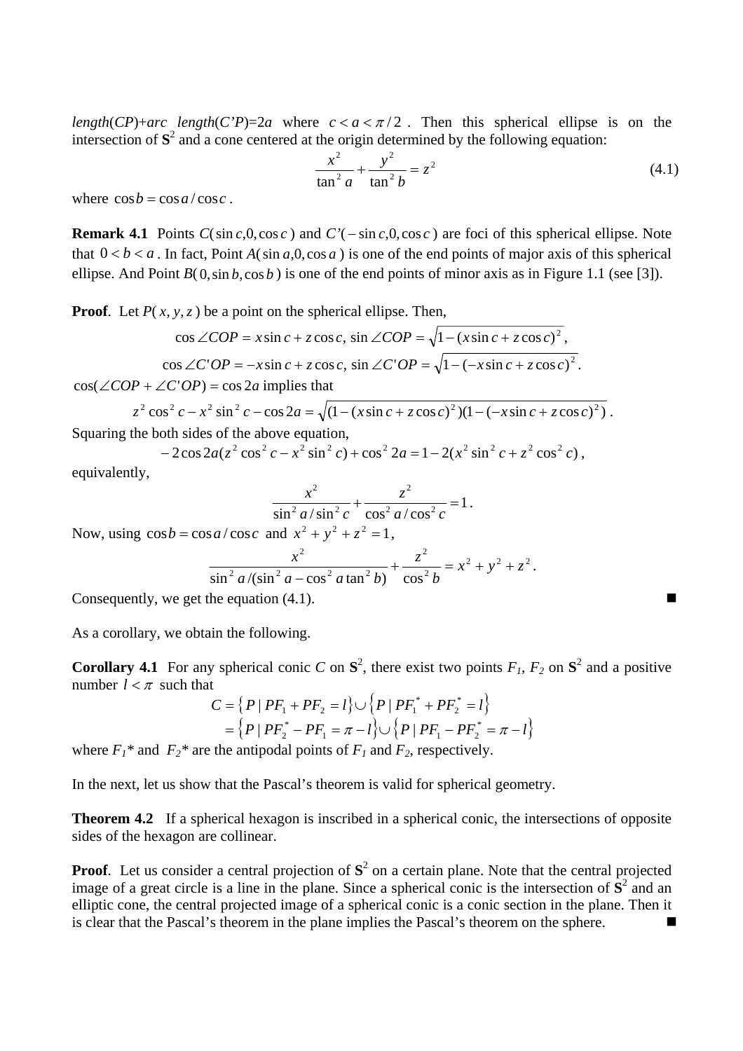*length*(*CP*)+*arc length*(*C'P*)=2*a* where $c < a < \pi/2$. Then this spherical ellipse is on the intersection of $\mathbf{S}^2$ and a cone centered at the origin determined by the following equation:

$$\frac{x^2}{\tan^2 a} + \frac{y^2}{\tan^2 b} = z^2 \tag{4.1}$$

where $\cos b = \cos a / \cos c$.

**Remark 4.1** Points $C(\sin c, 0, \cos c)$ and $C'(-\sin c, 0, \cos c)$ are foci of this spherical ellipse. Note that $0 < b < a$. In fact, Point $A(\sin a, 0, \cos a)$ is one of the end points of major axis of this spherical ellipse. And Point $B(0, \sin b, \cos b)$ is one of the end points of minor axis as in Figure 1.1 (see [3]).

**Proof**. Let $P(x, y, z)$ be a point on the spherical ellipse. Then,

$$\cos\angle COP = x\sin c + z\cos c,\ \sin\angle COP = \sqrt{1-(x\sin c + z\cos c)^2},$$

$$\cos\angle C'OP = -x\sin c + z\cos c,\ \sin\angle C'OP = \sqrt{1-(-x\sin c + z\cos c)^2}.$$

$\cos(\angle COP + \angle C'OP) = \cos 2a$ implies that

$$z^2\cos^2 c - x^2\sin^2 c - \cos 2a = \sqrt{(1-(x\sin c + z\cos c)^2)(1-(-x\sin c + z\cos c)^2)}.$$

Squaring the both sides of the above equation,

$$-2\cos 2a(z^2\cos^2 c - x^2\sin^2 c) + \cos^2 2a = 1 - 2(x^2\sin^2 c + z^2\cos^2 c),$$

equivalently,

$$\frac{x^2}{\sin^2 a/\sin^2 c} + \frac{z^2}{\cos^2 a/\cos^2 c} = 1.$$

Now, using $\cos b = \cos a/\cos c$ and $x^2 + y^2 + z^2 = 1$,

$$\frac{x^2}{\sin^2 a/(\sin^2 a - \cos^2 a\tan^2 b)} + \frac{z^2}{\cos^2 b} = x^2 + y^2 + z^2.$$

Consequently, we get the equation (4.1). ∎

As a corollary, we obtain the following.

**Corollary 4.1** For any spherical conic $C$ on $\mathbf{S}^2$, there exist two points $F_1$, $F_2$ on $\mathbf{S}^2$ and a positive number $l < \pi$ such that

$$\begin{aligned} C &= \{P \mid PF_1 + PF_2 = l\} \cup \{P \mid PF_1^* + PF_2^* = l\} \\ &= \{P \mid PF_2^* - PF_1 = \pi - l\} \cup \{P \mid PF_1 - PF_2^* = \pi - l\} \end{aligned}$$

where $F_1$* and $F_2$* are the antipodal points of $F_1$ and $F_2$, respectively.

In the next, let us show that the Pascal's theorem is valid for spherical geometry.

**Theorem 4.2** If a spherical hexagon is inscribed in a spherical conic, the intersections of opposite sides of the hexagon are collinear.

**Proof**. Let us consider a central projection of $\mathbf{S}^2$ on a certain plane. Note that the central projected image of a great circle is a line in the plane. Since a spherical conic is the intersection of $\mathbf{S}^2$ and an elliptic cone, the central projected image of a spherical conic is a conic section in the plane. Then it is clear that the Pascal's theorem in the plane implies the Pascal's theorem on the sphere. ∎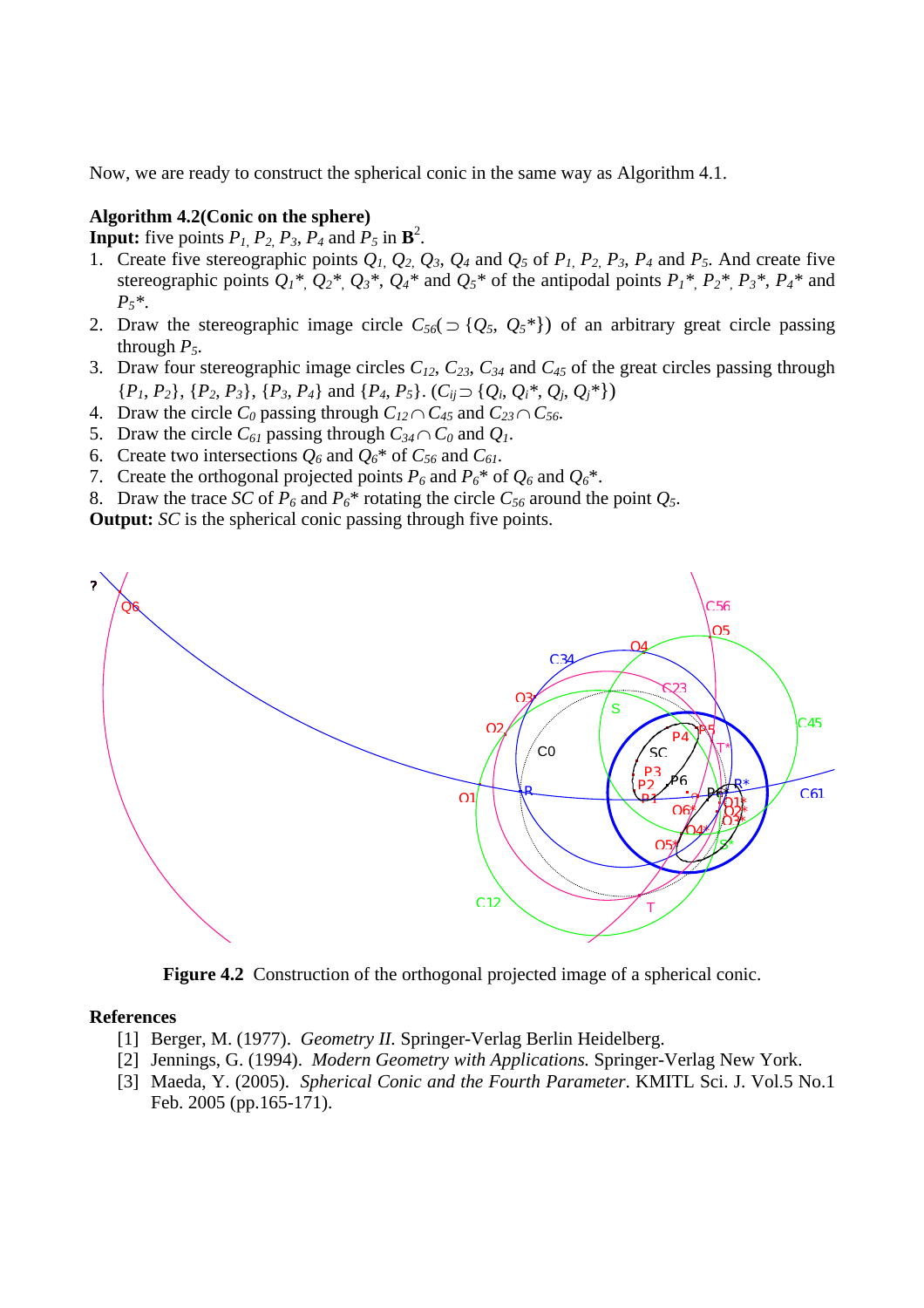Now, we are ready to construct the spherical conic in the same way as Algorithm 4.1.

**Algorithm 4.2(Conic on the sphere)**
**Input:** five points $P_1, P_2, P_3, P_4$ and $P_5$ in $\mathbf{B}^2$.

1. Create five stereographic points $Q_1, Q_2, Q_3, Q_4$ and $Q_5$ of $P_1, P_2, P_3, P_4$ and $P_5$. And create five stereographic points $Q_1^*, Q_2^*, Q_3^*, Q_4^*$ and $Q_5^*$ of the antipodal points $P_1^*, P_2^*, P_3^*, P_4^*$ and $P_5^*$.
2. Draw the stereographic image circle $C_{56}(\supset \{Q_5, Q_5^*\})$ of an arbitrary great circle passing through $P_5$.
3. Draw four stereographic image circles $C_{12}$, $C_{23}$, $C_{34}$ and $C_{45}$ of the great circles passing through $\{P_1, P_2\}$, $\{P_2, P_3\}$, $\{P_3, P_4\}$ and $\{P_4, P_5\}$. ($C_{ij} \supset \{Q_i, Q_i^*, Q_j, Q_j^*\}$)
4. Draw the circle $C_0$ passing through $C_{12} \cap C_{45}$ and $C_{23} \cap C_{56}$.
5. Draw the circle $C_{61}$ passing through $C_{34} \cap C_0$ and $Q_1$.
6. Create two intersections $Q_6$ and $Q_6^*$ of $C_{56}$ and $C_{61}$.
7. Create the orthogonal projected points $P_6$ and $P_6^*$ of $Q_6$ and $Q_6^*$.
8. Draw the trace $SC$ of $P_6$ and $P_6^*$ rotating the circle $C_{56}$ around the point $Q_5$.

**Output:** $SC$ is the spherical conic passing through five points.

?
Q6
C56
Q5
C34
Q4
C23
Q3
S
P5
C45
Q2
C0
P4
SC
T*
P3
P6
Q1
R
P2
P1
R*
C61
P6*
Q1*
Q6*
Q2*
Q3*
Q4*
Q5*
S*
C12
T

**Figure 4.2** Construction of the orthogonal projected image of a spherical conic.

## References

[1] Berger, M. (1977). *Geometry II.* Springer-Verlag Berlin Heidelberg.
[2] Jennings, G. (1994). *Modern Geometry with Applications.* Springer-Verlag New York.
[3] Maeda, Y. (2005). *Spherical Conic and the Fourth Parameter*. KMITL Sci. J. Vol.5 No.1 Feb. 2005 (pp.165-171).